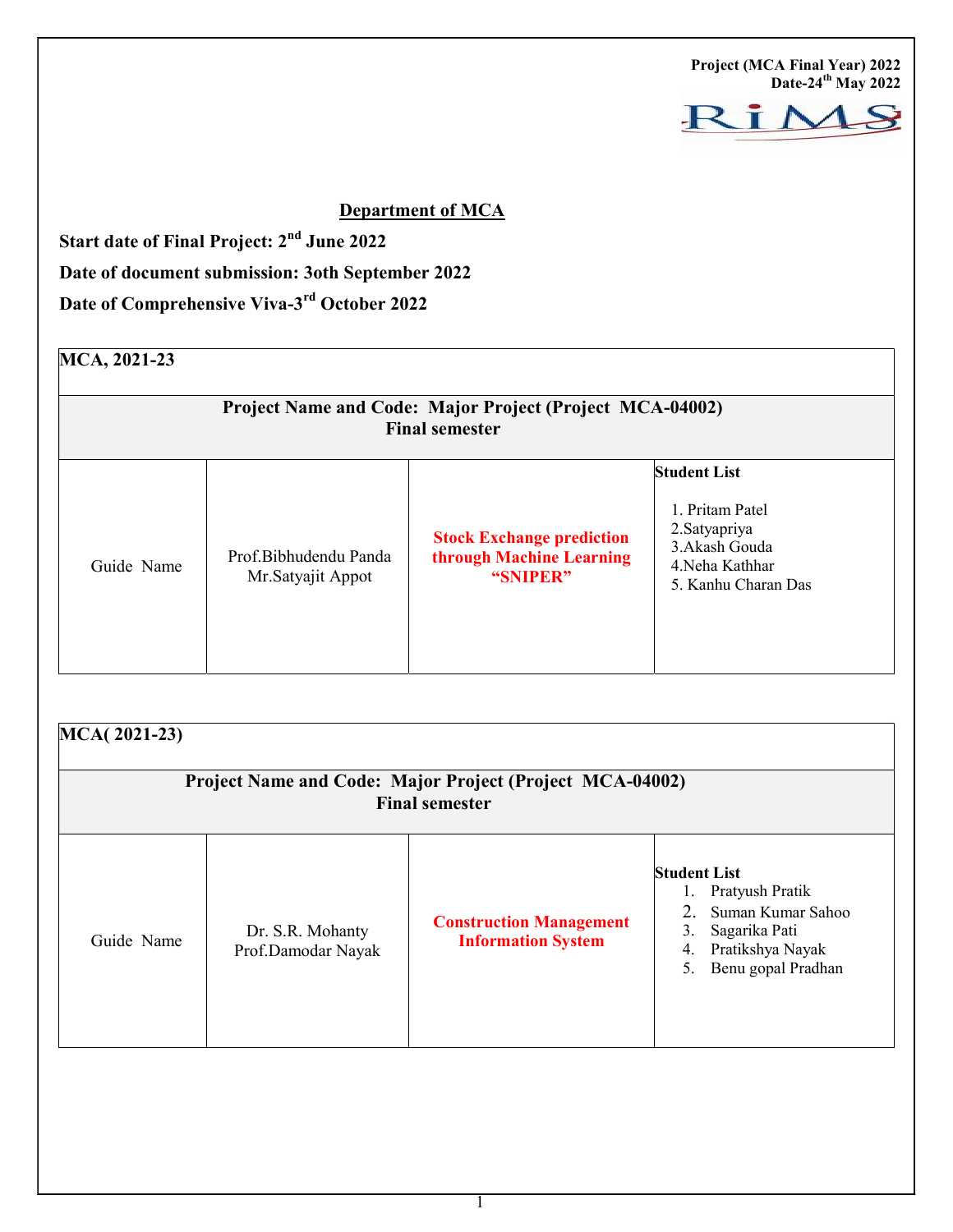**Project (MCA Final Year) 2022**
**Date-24th May 2022**

RiMS

## Department of MCA

**Start date of Final Project: 2nd June 2022**

**Date of document submission: 3oth September 2022**

**Date of Comprehensive Viva-3rd October 2022**

| MCA, 2021-23 | | | |
|---|---|---|---|
| **Project Name and Code: Major Project (Project MCA-04002) Final semester** | | | |
| Guide Name | Prof.Bibhudendu Panda<br>Mr.Satyajit Appot | **Stock Exchange prediction through Machine Learning "SNIPER"** | **Student List**<br>1. Pritam Patel<br>2.Satyapriya<br>3.Akash Gouda<br>4.Neha Kathhar<br>5. Kanhu Charan Das |

| MCA( 2021-23) | | | |
|---|---|---|---|
| **Project Name and Code: Major Project (Project MCA-04002) Final semester** | | | |
| Guide Name | Dr. S.R. Mohanty<br>Prof.Damodar Nayak | **Construction Management Information System** | **Student List**<br>1. Pratyush Pratik<br>2. Suman Kumar Sahoo<br>3. Sagarika Pati<br>4. Pratikshya Nayak<br>5. Benu gopal Pradhan |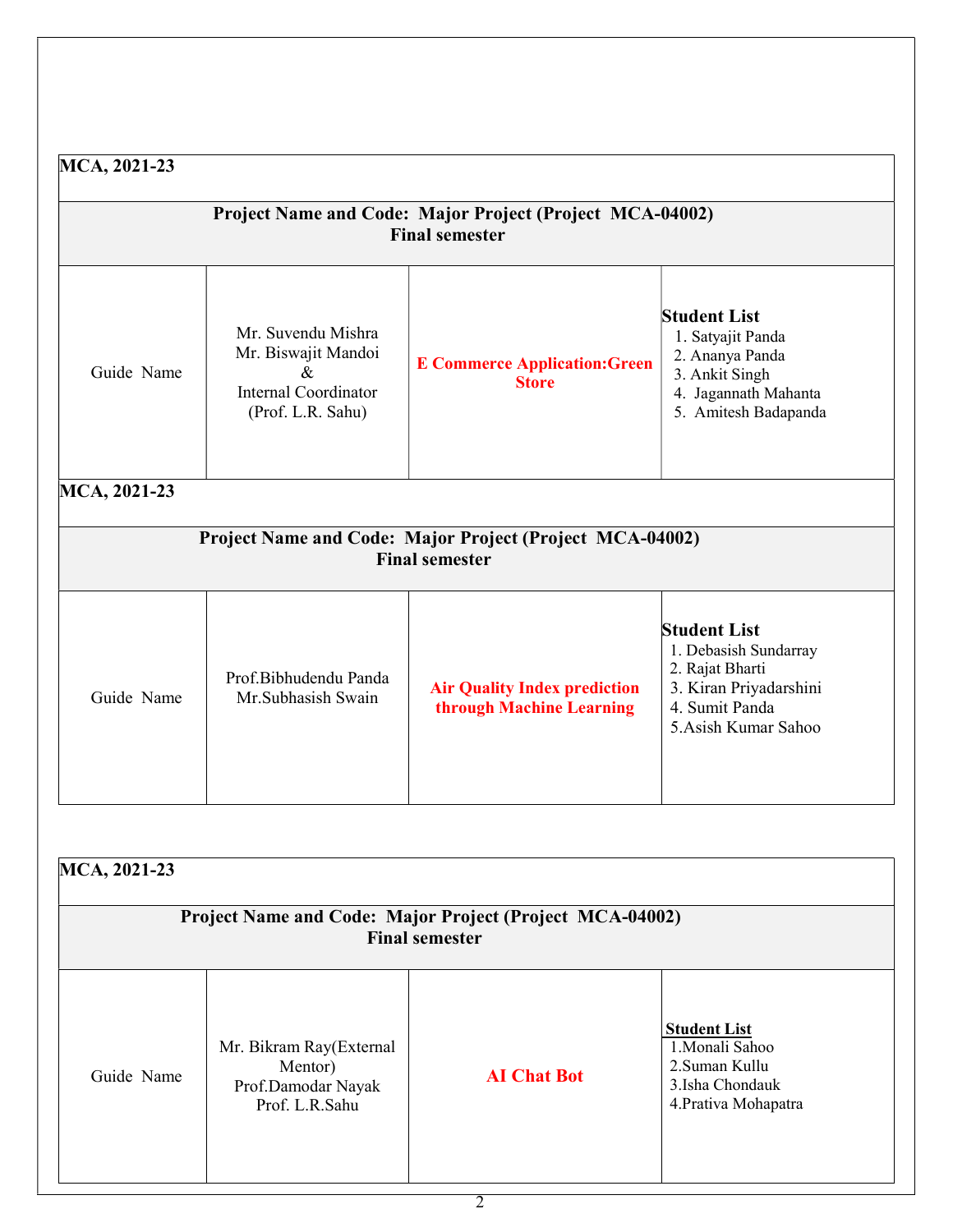| **MCA, 2021-23** | | | |
|---|---|---|---|
| **Project Name and Code: Major Project (Project MCA-04002) Final semester** | | | |
| Guide Name | Mr. Suvendu Mishra<br>Mr. Biswajit Mandoi<br>&<br>Internal Coordinator<br>(Prof. L.R. Sahu) | **E Commerce Application:Green Store** | **Student List**<br>1. Satyajit Panda<br>2. Ananya Panda<br>3. Ankit Singh<br>4. Jagannath Mahanta<br>5. Amitesh Badapanda |

| **MCA, 2021-23** | | | |
|---|---|---|---|
| **Project Name and Code: Major Project (Project MCA-04002) Final semester** | | | |
| Guide Name | Prof.Bibhudendu Panda<br>Mr.Subhasish Swain | **Air Quality Index prediction through Machine Learning** | **Student List**<br>1. Debasish Sundarray<br>2. Rajat Bharti<br>3. Kiran Priyadarshini<br>4. Sumit Panda<br>5.Asish Kumar Sahoo |

| **MCA, 2021-23** | | | |
|---|---|---|---|
| **Project Name and Code: Major Project (Project MCA-04002) Final semester** | | | |
| Guide Name | Mr. Bikram Ray(External Mentor)<br>Prof.Damodar Nayak<br>Prof. L.R.Sahu | **AI Chat Bot** | **Student List**<br>1.Monali Sahoo<br>2.Suman Kullu<br>3.Isha Chondauk<br>4.Prativa Mohapatra |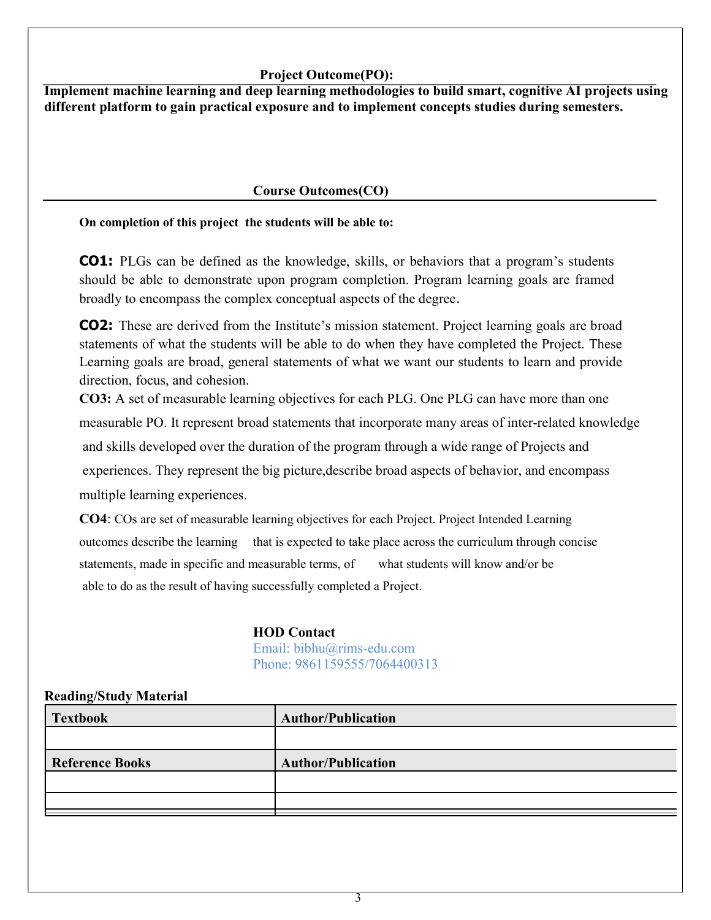## Project Outcome(PO):

**Implement machine learning and deep learning methodologies to build smart, cognitive AI projects using different platform to gain practical exposure and to implement concepts studies during semesters.**

## Course Outcomes(CO)

**On completion of this project the students will be able to:**

**CO1:** PLGs can be defined as the knowledge, skills, or behaviors that a program's students should be able to demonstrate upon program completion. Program learning goals are framed broadly to encompass the complex conceptual aspects of the degree.

**CO2:** These are derived from the Institute's mission statement. Project learning goals are broad statements of what the students will be able to do when they have completed the Project. These Learning goals are broad, general statements of what we want our students to learn and provide direction, focus, and cohesion.

**CO3:** A set of measurable learning objectives for each PLG. One PLG can have more than one measurable PO. It represent broad statements that incorporate many areas of inter-related knowledge and skills developed over the duration of the program through a wide range of Projects and experiences. They represent the big picture,describe broad aspects of behavior, and encompass multiple learning experiences.

**CO4**: COs are set of measurable learning objectives for each Project. Project Intended Learning outcomes describe the learning that is expected to take place across the curriculum through concise statements, made in specific and measurable terms, of what students will know and/or be able to do as the result of having successfully completed a Project.

**HOD Contact**
Email: bibhu@rims-edu.com
Phone: 9861159555/7064400313

**Reading/Study Material**

| Textbook | Author/Publication |
|---|---|
| | |
| **Reference Books** | **Author/Publication** |
| | |
| | |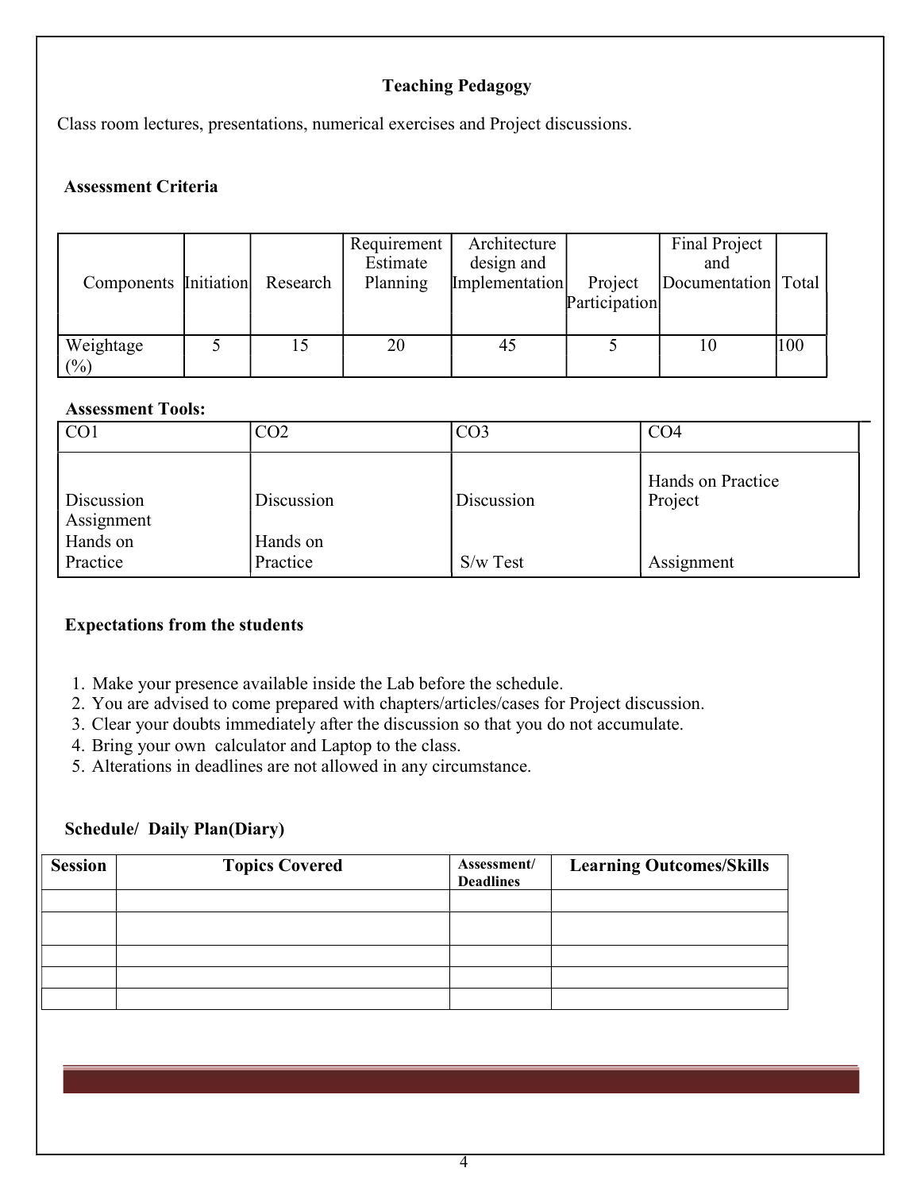### Teaching Pedagogy

Class room lectures, presentations, numerical exercises and Project discussions.

### Assessment Criteria

| Components | Initiation | Research | Requirement Estimate Planning | Architecture design and Implementation | Project Participation | Final Project and Documentation | Total |
|---|---|---|---|---|---|---|---|
| Weightage (%) | 5 | 15 | 20 | 45 | 5 | 10 | 100 |

### Assessment Tools:

| CO1 | CO2 | CO3 | CO4 |
|---|---|---|---|
| Discussion<br>Assignment<br>Hands on Practice | Discussion<br>Hands on Practice | Discussion<br>S/w Test | Hands on Practice<br>Project<br>Assignment |

### Expectations from the students

1. Make your presence available inside the Lab before the schedule.
2. You are advised to come prepared with chapters/articles/cases for Project discussion.
3. Clear your doubts immediately after the discussion so that you do not accumulate.
4. Bring your own calculator and Laptop to the class.
5. Alterations in deadlines are not allowed in any circumstance.

### Schedule/ Daily Plan(Diary)

| Session | Topics Covered | Assessment/ Deadlines | Learning Outcomes/Skills |
|---|---|---|---|
| | | | |
| | | | |
| | | | |
| | | | |
| | | | |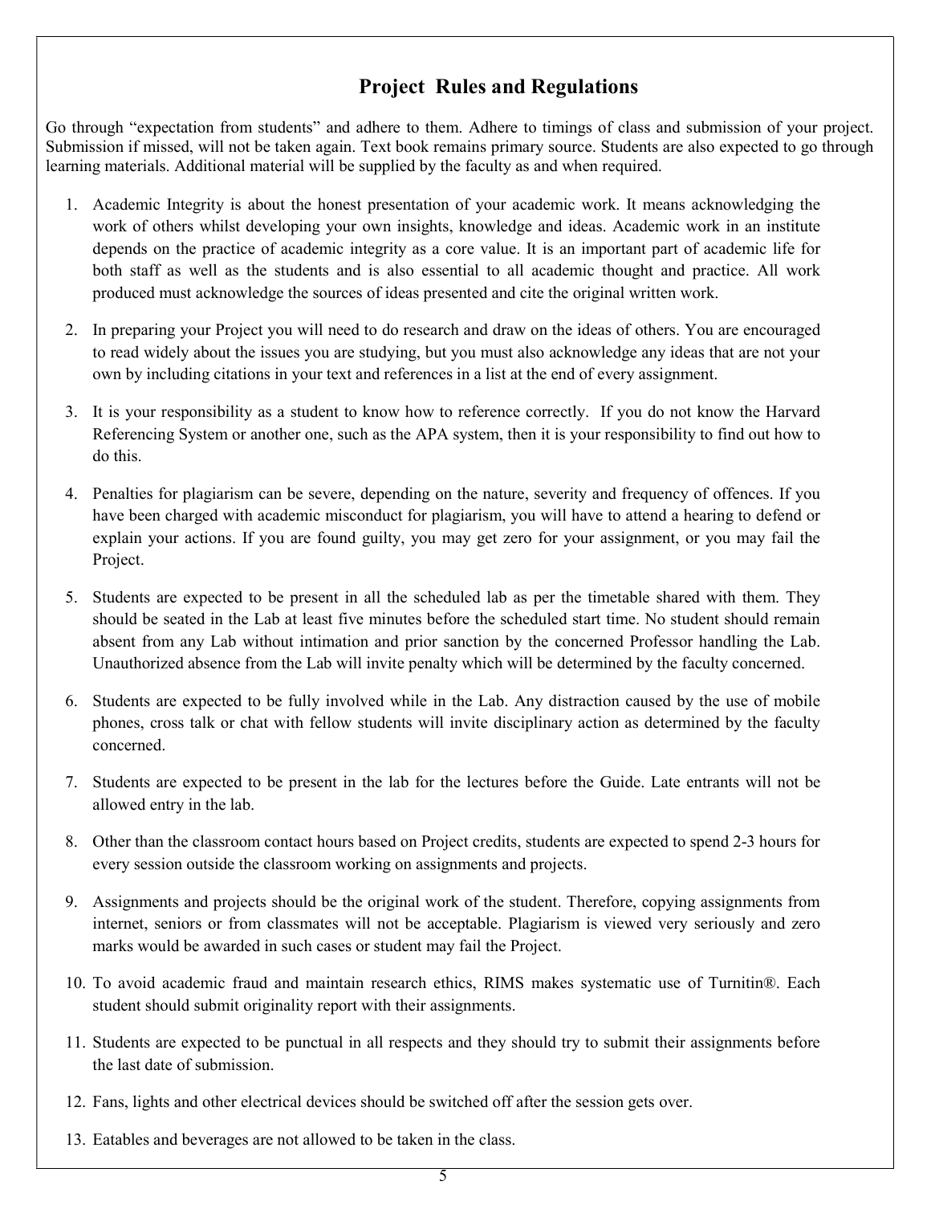## Project Rules and Regulations

Go through "expectation from students" and adhere to them. Adhere to timings of class and submission of your project. Submission if missed, will not be taken again. Text book remains primary source. Students are also expected to go through learning materials. Additional material will be supplied by the faculty as and when required.

1. Academic Integrity is about the honest presentation of your academic work. It means acknowledging the work of others whilst developing your own insights, knowledge and ideas. Academic work in an institute depends on the practice of academic integrity as a core value. It is an important part of academic life for both staff as well as the students and is also essential to all academic thought and practice. All work produced must acknowledge the sources of ideas presented and cite the original written work.
2. In preparing your Project you will need to do research and draw on the ideas of others. You are encouraged to read widely about the issues you are studying, but you must also acknowledge any ideas that are not your own by including citations in your text and references in a list at the end of every assignment.
3. It is your responsibility as a student to know how to reference correctly. If you do not know the Harvard Referencing System or another one, such as the APA system, then it is your responsibility to find out how to do this.
4. Penalties for plagiarism can be severe, depending on the nature, severity and frequency of offences. If you have been charged with academic misconduct for plagiarism, you will have to attend a hearing to defend or explain your actions. If you are found guilty, you may get zero for your assignment, or you may fail the Project.
5. Students are expected to be present in all the scheduled lab as per the timetable shared with them. They should be seated in the Lab at least five minutes before the scheduled start time. No student should remain absent from any Lab without intimation and prior sanction by the concerned Professor handling the Lab. Unauthorized absence from the Lab will invite penalty which will be determined by the faculty concerned.
6. Students are expected to be fully involved while in the Lab. Any distraction caused by the use of mobile phones, cross talk or chat with fellow students will invite disciplinary action as determined by the faculty concerned.
7. Students are expected to be present in the lab for the lectures before the Guide. Late entrants will not be allowed entry in the lab.
8. Other than the classroom contact hours based on Project credits, students are expected to spend 2-3 hours for every session outside the classroom working on assignments and projects.
9. Assignments and projects should be the original work of the student. Therefore, copying assignments from internet, seniors or from classmates will not be acceptable. Plagiarism is viewed very seriously and zero marks would be awarded in such cases or student may fail the Project.
10. To avoid academic fraud and maintain research ethics, RIMS makes systematic use of Turnitin®. Each student should submit originality report with their assignments.
11. Students are expected to be punctual in all respects and they should try to submit their assignments before the last date of submission.
12. Fans, lights and other electrical devices should be switched off after the session gets over.
13. Eatables and beverages are not allowed to be taken in the class.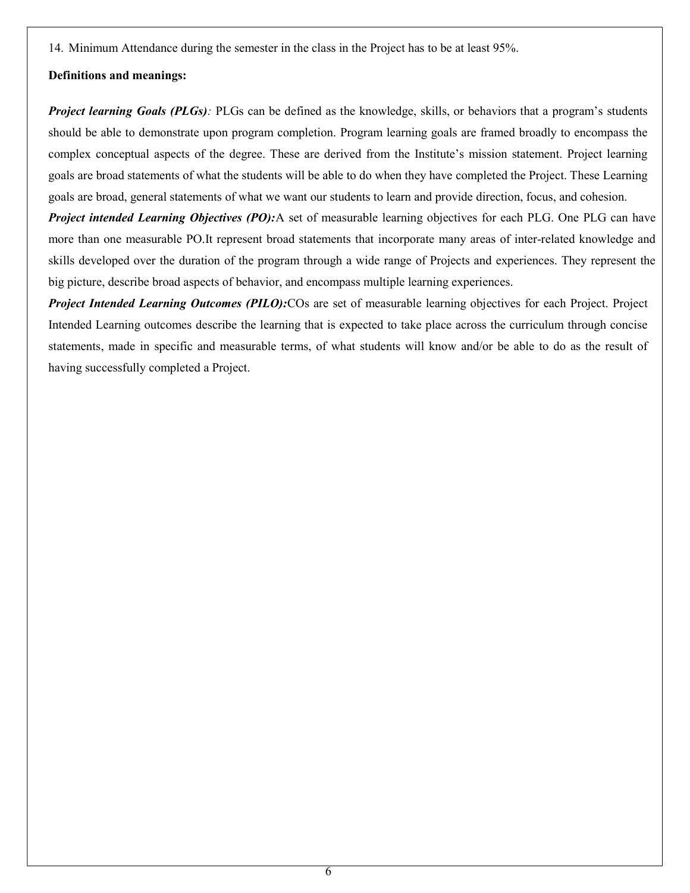14. Minimum Attendance during the semester in the class in the Project has to be at least 95%.

**Definitions and meanings:**

***Project learning Goals (PLGs)****:* PLGs can be defined as the knowledge, skills, or behaviors that a program's students should be able to demonstrate upon program completion. Program learning goals are framed broadly to encompass the complex conceptual aspects of the degree. These are derived from the Institute's mission statement. Project learning goals are broad statements of what the students will be able to do when they have completed the Project. These Learning goals are broad, general statements of what we want our students to learn and provide direction, focus, and cohesion.

***Project intended Learning Objectives (PO):***A set of measurable learning objectives for each PLG. One PLG can have more than one measurable PO.It represent broad statements that incorporate many areas of inter-related knowledge and skills developed over the duration of the program through a wide range of Projects and experiences. They represent the big picture, describe broad aspects of behavior, and encompass multiple learning experiences.

***Project Intended Learning Outcomes (PILO):***COs are set of measurable learning objectives for each Project. Project Intended Learning outcomes describe the learning that is expected to take place across the curriculum through concise statements, made in specific and measurable terms, of what students will know and/or be able to do as the result of having successfully completed a Project.